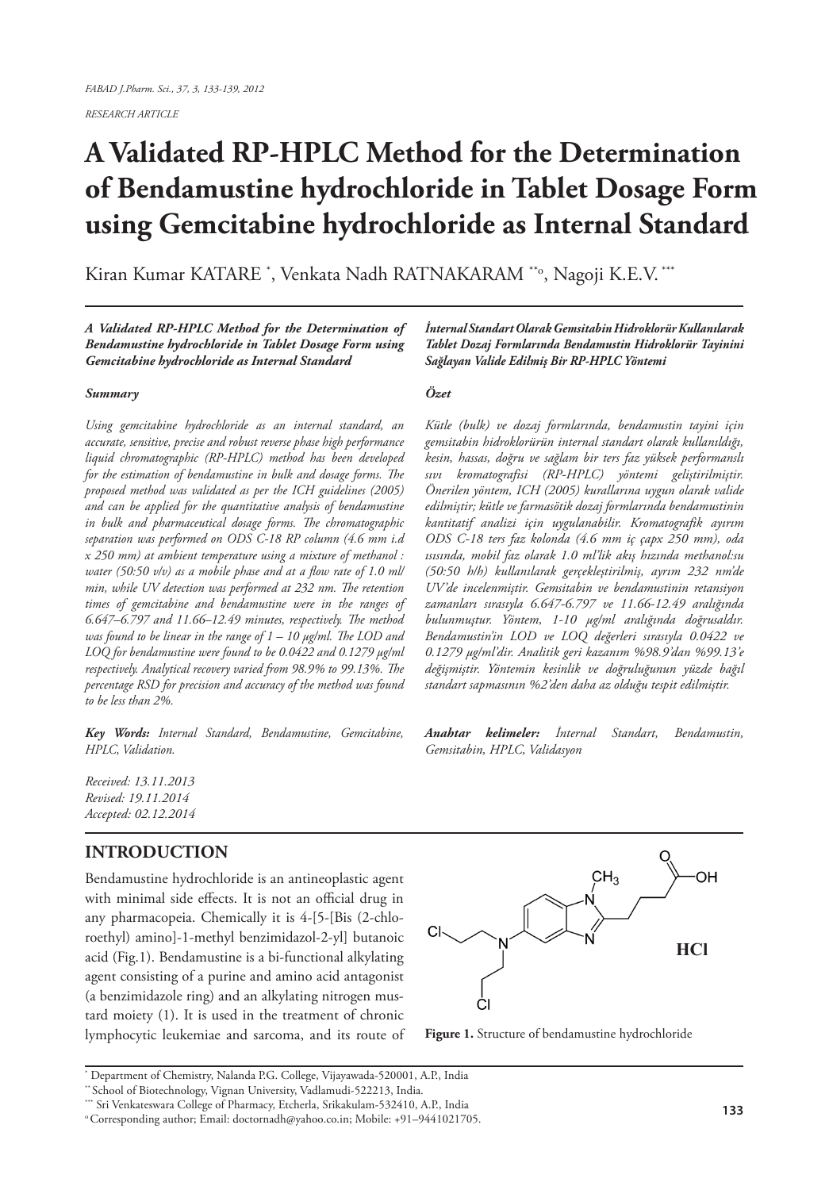RESEARCH ARTICLE

# A Validated RP-HPLC Method for the Determination of Bendamustine hydrochloride in Tablet Dosage Form using Gemcitabine hydrochloride as Internal Standard

Kiran Kumar KATARE [*], Venkata Nadh RATNAKARAM [**o], Nagoji K.E.V. [***]

***A Validated RP-HPLC Method for the Determination of Bendamustine hydrochloride in Tablet Dosage Form using Gemcitabine hydrochloride as Internal Standard***

***Summary***

*Using gemcitabine hydrochloride as an internal standard, an accurate, sensitive, precise and robust reverse phase high performance liquid chromatographic (RP-HPLC) method has been developed for the estimation of bendamustine in bulk and dosage forms. The proposed method was validated as per the ICH guidelines (2005) and can be applied for the quantitative analysis of bendamustine in bulk and pharmaceutical dosage forms. The chromatographic separation was performed on ODS C-18 RP column (4.6 mm i.d x 250 mm) at ambient temperature using a mixture of methanol : water (50:50 v/v) as a mobile phase and at a flow rate of 1.0 ml/min, while UV detection was performed at 232 nm. The retention times of gemcitabine and bendamustine were in the ranges of 6.647–6.797 and 11.66–12.49 minutes, respectively. The method was found to be linear in the range of 1 – 10 μg/ml. The LOD and LOQ for bendamustine were found to be 0.0422 and 0.1279 μg/ml respectively. Analytical recovery varied from 98.9% to 99.13%. The percentage RSD for precision and accuracy of the method was found to be less than 2%.*

***Key Words:*** *Internal Standard, Bendamustine, Gemcitabine, HPLC, Validation.*

*Received: 13.11.2013*
*Revised: 19.11.2014*
*Accepted: 02.12.2014*

***İnternal Standart Olarak Gemsitabin Hidroklorür Kullanılarak Tablet Dozaj Formlarında Bendamustin Hidroklorür Tayinini Sağlayan Valide Edilmiş Bir RP-HPLC Yöntemi***

***Özet***

*Kütle (bulk) ve dozaj formlarında, bendamustin tayini için gemsitabin hidroklorürün internal standart olarak kullanıldığı, kesin, hassas, doğru ve sağlam bir ters faz yüksek performanslı sıvı kromatografisi (RP-HPLC) yöntemi geliştirilmiştir. Önerilen yöntem, ICH (2005) kurallarına uygun olarak valide edilmiştir; kütle ve farmasötik dozaj formlarında bendamustinin kantitatif analizi için uygulanabilir. Kromatografik ayırım ODS C-18 ters faz kolonda (4.6 mm iç çapx 250 mm), oda ısısında, mobil faz olarak 1.0 ml'lik akış hızında methanol:su (50:50 h/h) kullanılarak gerçekleştirilmiş, ayrım 232 nm'de UV'de incelenmiştir. Gemsitabin ve bendamustinin retansiyon zamanları sırasıyla 6.647-6.797 ve 11.66-12.49 aralığında bulunmuştur. Yöntem, 1-10 μg/ml aralığında doğrusaldır. Bendamustin'in LOD ve LOQ değerleri sırasıyla 0.0422 ve 0.1279 μg/ml'dir. Analitik geri kazanım %98.9'dan %99.13'e değişmiştir. Yöntemin kesinlik ve doğruluğunun yüzde bağıl standart sapmasının %2'den daha az olduğu tespit edilmiştir.*

***Anahtar kelimeler:*** *İnternal Standart, Bendamustin, Gemsitabin, HPLC, Validasyon*

## INTRODUCTION

Bendamustine hydrochloride is an antineoplastic agent with minimal side effects. It is not an official drug in any pharmacopeia. Chemically it is 4-[5-[Bis (2-chloroethyl) amino]-1-methyl benzimidazol-2-yl] butanoic acid (Fig.1). Bendamustine is a bi-functional alkylating agent consisting of a purine and amino acid antagonist (a benzimidazole ring) and an alkylating nitrogen mustard moiety (1). It is used in the treatment of chronic lymphocytic leukemiae and sarcoma, and its route of

**Figure 1.** Structure of bendamustine hydrochloride

[*] Department of Chemistry, Nalanda P.G. College, Vijayawada-520001, A.P., India
[**] School of Biotechnology, Vignan University, Vadlamudi-522213, India.
[***] Sri Venkateswara College of Pharmacy, Etcherla, Srikakulam-532410, A.P., India
[o] Corresponding author; Email: doctornadh@yahoo.co.in; Mobile: +91–9441021705.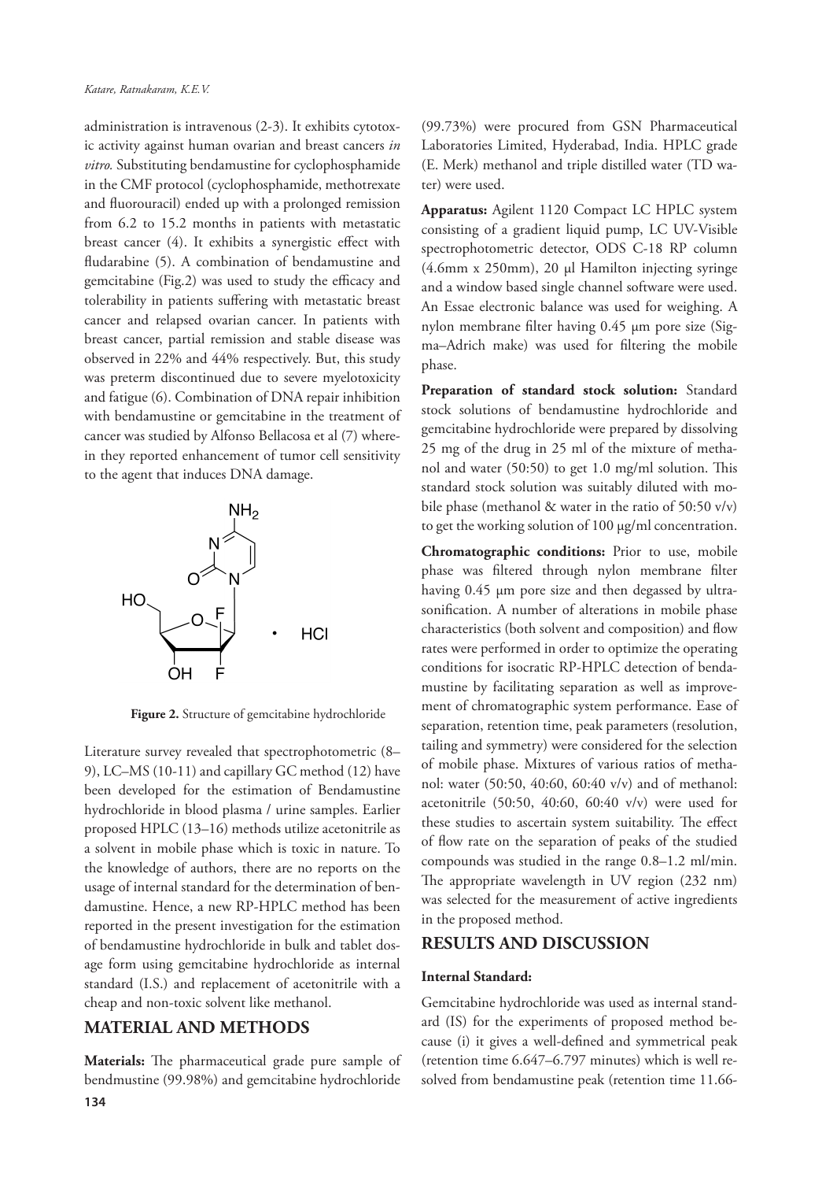administration is intravenous (2-3). It exhibits cytotoxic activity against human ovarian and breast cancers *in vitro.* Substituting bendamustine for cyclophosphamide in the CMF protocol (cyclophosphamide, methotrexate and fluorouracil) ended up with a prolonged remission from 6.2 to 15.2 months in patients with metastatic breast cancer (4). It exhibits a synergistic effect with fludarabine (5). A combination of bendamustine and gemcitabine (Fig.2) was used to study the efficacy and tolerability in patients suffering with metastatic breast cancer and relapsed ovarian cancer. In patients with breast cancer, partial remission and stable disease was observed in 22% and 44% respectively. But, this study was preterm discontinued due to severe myelotoxicity and fatigue (6). Combination of DNA repair inhibition with bendamustine or gemcitabine in the treatment of cancer was studied by Alfonso Bellacosa et al (7) wherein they reported enhancement of tumor cell sensitivity to the agent that induces DNA damage.

**Figure 2.** Structure of gemcitabine hydrochloride

Literature survey revealed that spectrophotometric (8–9), LC–MS (10-11) and capillary GC method (12) have been developed for the estimation of Bendamustine hydrochloride in blood plasma / urine samples. Earlier proposed HPLC (13–16) methods utilize acetonitrile as a solvent in mobile phase which is toxic in nature. To the knowledge of authors, there are no reports on the usage of internal standard for the determination of bendamustine. Hence, a new RP-HPLC method has been reported in the present investigation for the estimation of bendamustine hydrochloride in bulk and tablet dosage form using gemcitabine hydrochloride as internal standard (I.S.) and replacement of acetonitrile with a cheap and non-toxic solvent like methanol.

## MATERIAL AND METHODS

**Materials:** The pharmaceutical grade pure sample of bendmustine (99.98%) and gemcitabine hydrochloride (99.73%) were procured from GSN Pharmaceutical Laboratories Limited, Hyderabad, India. HPLC grade (E. Merk) methanol and triple distilled water (TD water) were used.

**Apparatus:** Agilent 1120 Compact LC HPLC system consisting of a gradient liquid pump, LC UV-Visible spectrophotometric detector, ODS C-18 RP column (4.6mm x 250mm), 20 µl Hamilton injecting syringe and a window based single channel software were used. An Essae electronic balance was used for weighing. A nylon membrane filter having 0.45 µm pore size (Sigma–Adrich make) was used for filtering the mobile phase.

**Preparation of standard stock solution:** Standard stock solutions of bendamustine hydrochloride and gemcitabine hydrochloride were prepared by dissolving 25 mg of the drug in 25 ml of the mixture of methanol and water (50:50) to get 1.0 mg/ml solution. This standard stock solution was suitably diluted with mobile phase (methanol & water in the ratio of 50:50 v/v) to get the working solution of 100 µg/ml concentration.

**Chromatographic conditions:** Prior to use, mobile phase was filtered through nylon membrane filter having 0.45 µm pore size and then degassed by ultrasonification. A number of alterations in mobile phase characteristics (both solvent and composition) and flow rates were performed in order to optimize the operating conditions for isocratic RP-HPLC detection of bendamustine by facilitating separation as well as improvement of chromatographic system performance. Ease of separation, retention time, peak parameters (resolution, tailing and symmetry) were considered for the selection of mobile phase. Mixtures of various ratios of methanol: water (50:50, 40:60, 60:40 v/v) and of methanol: acetonitrile (50:50, 40:60, 60:40 v/v) were used for these studies to ascertain system suitability. The effect of flow rate on the separation of peaks of the studied compounds was studied in the range 0.8–1.2 ml/min. The appropriate wavelength in UV region (232 nm) was selected for the measurement of active ingredients in the proposed method.

## RESULTS AND DISCUSSION

### Internal Standard:

Gemcitabine hydrochloride was used as internal standard (IS) for the experiments of proposed method because (i) it gives a well-defined and symmetrical peak (retention time 6.647–6.797 minutes) which is well resolved from bendamustine peak (retention time 11.66-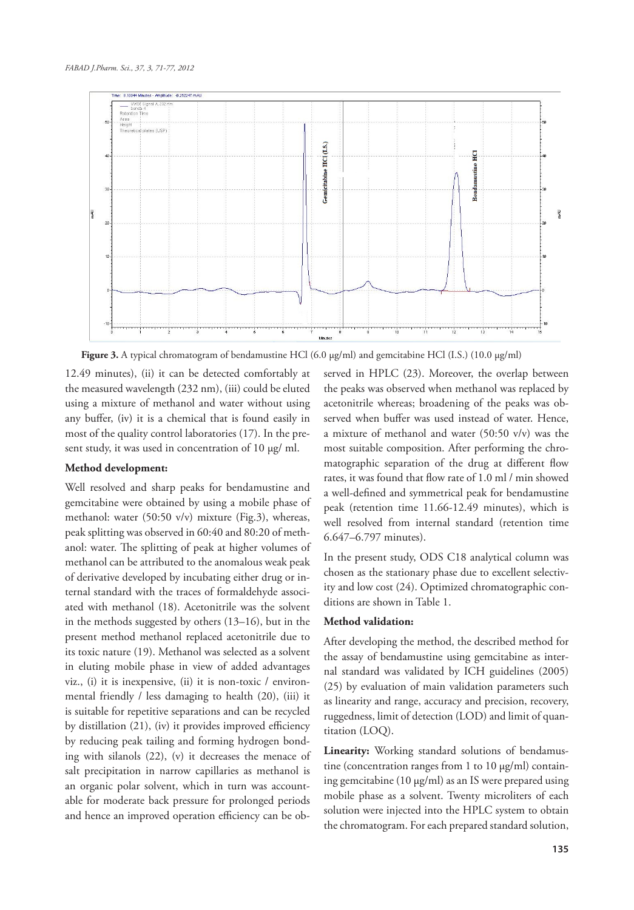**Figure 3.** A typical chromatogram of bendamustine HCl (6.0 µg/ml) and gemcitabine HCl (I.S.) (10.0 µg/ml)

12.49 minutes), (ii) it can be detected comfortably at the measured wavelength (232 nm), (iii) could be eluted using a mixture of methanol and water without using any buffer, (iv) it is a chemical that is found easily in most of the quality control laboratories (17). In the present study, it was used in concentration of 10 µg/ ml.

**Method development:**

Well resolved and sharp peaks for bendamustine and gemcitabine were obtained by using a mobile phase of methanol: water (50:50 v/v) mixture (Fig.3), whereas, peak splitting was observed in 60:40 and 80:20 of methanol: water. The splitting of peak at higher volumes of methanol can be attributed to the anomalous weak peak of derivative developed by incubating either drug or internal standard with the traces of formaldehyde associated with methanol (18). Acetonitrile was the solvent in the methods suggested by others (13–16), but in the present method methanol replaced acetonitrile due to its toxic nature (19). Methanol was selected as a solvent in eluting mobile phase in view of added advantages viz., (i) it is inexpensive, (ii) it is non-toxic / environmental friendly / less damaging to health (20), (iii) it is suitable for repetitive separations and can be recycled by distillation (21), (iv) it provides improved efficiency by reducing peak tailing and forming hydrogen bonding with silanols (22), (v) it decreases the menace of salt precipitation in narrow capillaries as methanol is an organic polar solvent, which in turn was accountable for moderate back pressure for prolonged periods and hence an improved operation efficiency can be observed in HPLC (23). Moreover, the overlap between the peaks was observed when methanol was replaced by acetonitrile whereas; broadening of the peaks was observed when buffer was used instead of water. Hence, a mixture of methanol and water (50:50 v/v) was the most suitable composition. After performing the chromatographic separation of the drug at different flow rates, it was found that flow rate of 1.0 ml / min showed a well-defined and symmetrical peak for bendamustine peak (retention time 11.66-12.49 minutes), which is well resolved from internal standard (retention time 6.647–6.797 minutes).

In the present study, ODS C18 analytical column was chosen as the stationary phase due to excellent selectivity and low cost (24). Optimized chromatographic conditions are shown in Table 1.

**Method validation:**

After developing the method, the described method for the assay of bendamustine using gemcitabine as internal standard was validated by ICH guidelines (2005) (25) by evaluation of main validation parameters such as linearity and range, accuracy and precision, recovery, ruggedness, limit of detection (LOD) and limit of quantitation (LOQ).

**Linearity:** Working standard solutions of bendamustine (concentration ranges from 1 to 10 µg/ml) containing gemcitabine (10 µg/ml) as an IS were prepared using mobile phase as a solvent. Twenty microliters of each solution were injected into the HPLC system to obtain the chromatogram. For each prepared standard solution,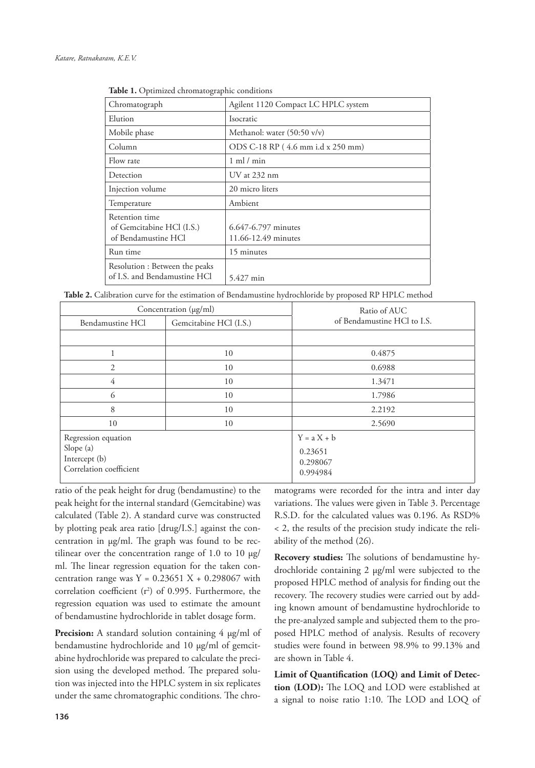**Table 1.** Optimized chromatographic conditions

| Chromatograph | Agilent 1120 Compact LC HPLC system |
|---|---|
| Elution | Isocratic |
| Mobile phase | Methanol: water (50:50 v/v) |
| Column | ODS C-18 RP ( 4.6 mm i.d x 250 mm) |
| Flow rate | 1 ml / min |
| Detection | UV at 232 nm |
| Injection volume | 20 micro liters |
| Temperature | Ambient |
| Retention time<br>of Gemcitabine HCl (I.S.)<br>of Bendamustine HCl | <br>6.647-6.797 minutes<br>11.66-12.49 minutes |
| Run time | 15 minutes |
| Resolution : Between the peaks of I.S. and Bendamustine HCl | 5.427 min |

**Table 2.** Calibration curve for the estimation of Bendamustine hydrochloride by proposed RP HPLC method

| Concentration (µg/ml) | | Ratio of AUC of Bendamustine HCl to I.S. |
|---|---|---|
| Bendamustine HCl | Gemcitabine HCl (I.S.) | |
| | | |
| 1 | 10 | 0.4875 |
| 2 | 10 | 0.6988 |
| 4 | 10 | 1.3471 |
| 6 | 10 | 1.7986 |
| 8 | 10 | 2.2192 |
| 10 | 10 | 2.5690 |
| Regression equation<br>Slope (a)<br>Intercept (b)<br>Correlation coefficient | | Y = a X + b<br>0.23651<br>0.298067<br>0.994984 |

ratio of the peak height for drug (bendamustine) to the peak height for the internal standard (Gemcitabine) was calculated (Table 2). A standard curve was constructed by plotting peak area ratio [drug/I.S.] against the concentration in µg/ml. The graph was found to be rectilinear over the concentration range of 1.0 to 10 µg/ml. The linear regression equation for the taken concentration range was $Y = 0.23651 X + 0.298067$ with correlation coefficient ($r^2$) of 0.995. Furthermore, the regression equation was used to estimate the amount of bendamustine hydrochloride in tablet dosage form.

**Precision:** A standard solution containing 4 µg/ml of bendamustine hydrochloride and 10 µg/ml of gemcitabine hydrochloride was prepared to calculate the precision using the developed method. The prepared solution was injected into the HPLC system in six replicates under the same chromatographic conditions. The chromatograms were recorded for the intra and inter day variations. The values were given in Table 3. Percentage R.S.D. for the calculated values was 0.196. As RSD% < 2, the results of the precision study indicate the reliability of the method (26).

**Recovery studies:** The solutions of bendamustine hydrochloride containing 2 µg/ml were subjected to the proposed HPLC method of analysis for finding out the recovery. The recovery studies were carried out by adding known amount of bendamustine hydrochloride to the pre-analyzed sample and subjected them to the proposed HPLC method of analysis. Results of recovery studies were found in between 98.9% to 99.13% and are shown in Table 4.

**Limit of Quantification (LOQ) and Limit of Detection (LOD):** The LOQ and LOD were established at a signal to noise ratio 1:10. The LOD and LOQ of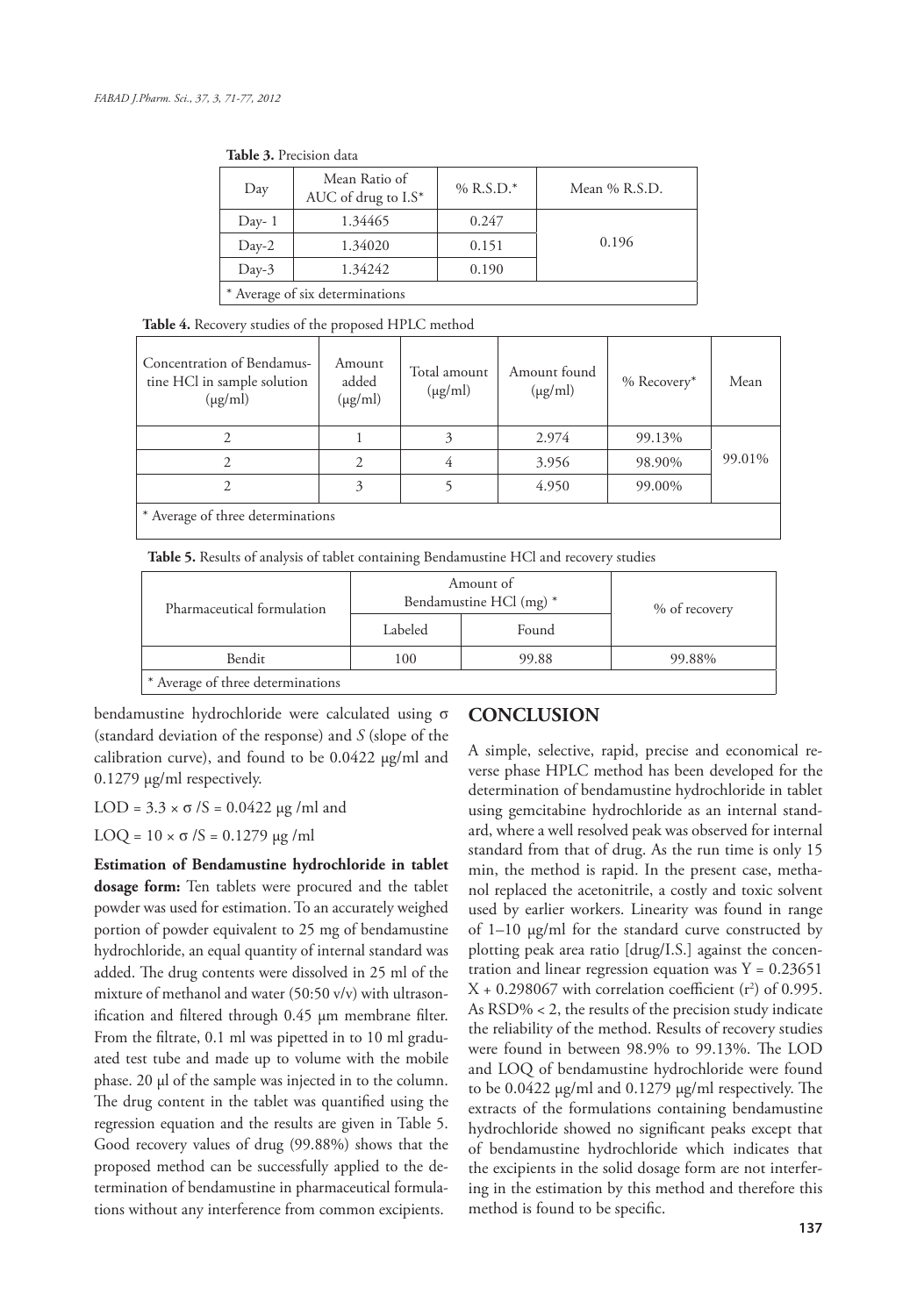**Table 3.** Precision data

| Day | Mean Ratio of AUC of drug to I.S* | % R.S.D.* | Mean % R.S.D. |
|---|---|---|---|
| Day- 1 | 1.34465 | 0.247 | 0.196 |
| Day-2 | 1.34020 | 0.151 | |
| Day-3 | 1.34242 | 0.190 | |
| * Average of six determinations | | | |

**Table 4.** Recovery studies of the proposed HPLC method

| Concentration of Bendamustine HCl in sample solution (μg/ml) | Amount added (μg/ml) | Total amount (μg/ml) | Amount found (μg/ml) | % Recovery* | Mean |
|---|---|---|---|---|---|
| 2 | 1 | 3 | 2.974 | 99.13% | 99.01% |
| 2 | 2 | 4 | 3.956 | 98.90% | |
| 2 | 3 | 5 | 4.950 | 99.00% | |
| * Average of three determinations | | | | | |

**Table 5.** Results of analysis of tablet containing Bendamustine HCl and recovery studies

| Pharmaceutical formulation | Amount of Bendamustine HCl (mg) * | | % of recovery |
|---|---|---|---|
| | Labeled | Found | |
| Bendit | 100 | 99.88 | 99.88% |
| * Average of three determinations | | | |

bendamustine hydrochloride were calculated using σ (standard deviation of the response) and *S* (slope of the calibration curve), and found to be 0.0422 μg/ml and 0.1279 μg/ml respectively.

$LOD = 3.3 \times \sigma / S = 0.0422$ μg /ml and

$LOQ = 10 \times \sigma / S = 0.1279$ μg /ml

**Estimation of Bendamustine hydrochloride in tablet dosage form:** Ten tablets were procured and the tablet powder was used for estimation. To an accurately weighed portion of powder equivalent to 25 mg of bendamustine hydrochloride, an equal quantity of internal standard was added. The drug contents were dissolved in 25 ml of the mixture of methanol and water (50:50 v/v) with ultrasonification and filtered through 0.45 μm membrane filter. From the filtrate, 0.1 ml was pipetted in to 10 ml graduated test tube and made up to volume with the mobile phase. 20 μl of the sample was injected in to the column. The drug content in the tablet was quantified using the regression equation and the results are given in Table 5. Good recovery values of drug (99.88%) shows that the proposed method can be successfully applied to the determination of bendamustine in pharmaceutical formulations without any interference from common excipients.

## CONCLUSION

A simple, selective, rapid, precise and economical reverse phase HPLC method has been developed for the determination of bendamustine hydrochloride in tablet using gemcitabine hydrochloride as an internal standard, where a well resolved peak was observed for internal standard from that of drug. As the run time is only 15 min, the method is rapid. In the present case, methanol replaced the acetonitrile, a costly and toxic solvent used by earlier workers. Linearity was found in range of 1–10 μg/ml for the standard curve constructed by plotting peak area ratio [drug/I.S.] against the concentration and linear regression equation was $Y = 0.23651 X + 0.298067$ with correlation coefficient ($r^2$) of 0.995. As RSD% < 2, the results of the precision study indicate the reliability of the method. Results of recovery studies were found in between 98.9% to 99.13%. The LOD and LOQ of bendamustine hydrochloride were found to be 0.0422 μg/ml and 0.1279 μg/ml respectively. The extracts of the formulations containing bendamustine hydrochloride showed no significant peaks except that of bendamustine hydrochloride which indicates that the excipients in the solid dosage form are not interfering in the estimation by this method and therefore this method is found to be specific.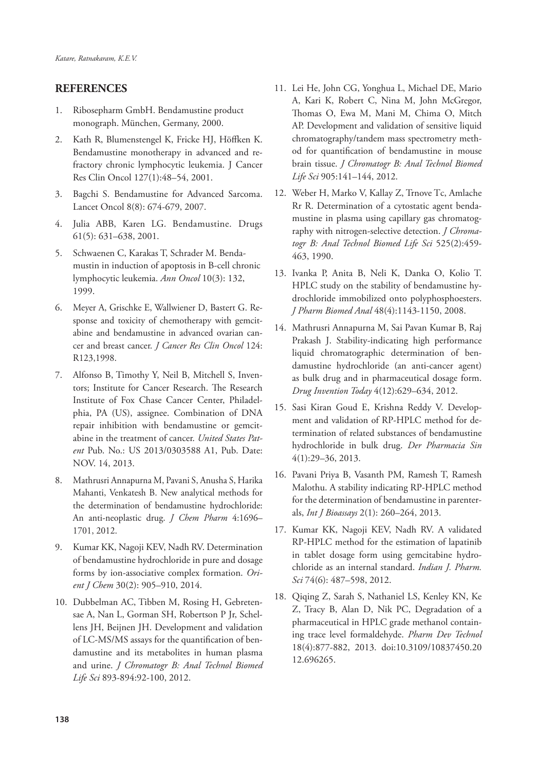## REFERENCES

1. Ribosepharm GmbH. Bendamustine product monograph. München, Germany, 2000.
2. Kath R, Blumenstengel K, Fricke HJ, Höffken K. Bendamustine monotherapy in advanced and refractory chronic lymphocytic leukemia. J Cancer Res Clin Oncol 127(1):48–54, 2001.
3. Bagchi S. Bendamustine for Advanced Sarcoma. Lancet Oncol 8(8): 674-679, 2007.
4. Julia ABB, Karen LG. Bendamustine. Drugs 61(5): 631–638, 2001.
5. Schwaenen C, Karakas T, Schrader M. Bendamustin in induction of apoptosis in B-cell chronic lymphocytic leukemia. *Ann Oncol* 10(3): 132, 1999.
6. Meyer A, Grischke E, Wallwiener D, Bastert G. Response and toxicity of chemotherapy with gemcitabine and bendamustine in advanced ovarian cancer and breast cancer. *J Cancer Res Clin Oncol* 124: R123,1998.
7. Alfonso B, Timothy Y, Neil B, Mitchell S, Inventors; Institute for Cancer Research. The Research Institute of Fox Chase Cancer Center, Philadelphia, PA (US), assignee. Combination of DNA repair inhibition with bendamustine or gemcitabine in the treatment of cancer. *United States Patent* Pub. No.: US 2013/0303588 A1, Pub. Date: NOV. 14, 2013.
8. Mathrusri Annapurna M, Pavani S, Anusha S, Harika Mahanti, Venkatesh B. New analytical methods for the determination of bendamustine hydrochloride: An anti-neoplastic drug. *J Chem Pharm* 4:1696–1701, 2012.
9. Kumar KK, Nagoji KEV, Nadh RV. Determination of bendamustine hydrochloride in pure and dosage forms by ion-associative complex formation. *Orient J Chem* 30(2): 905–910, 2014.
10. Dubbelman AC, Tibben M, Rosing H, Gebretensae A, Nan L, Gorman SH, Robertson P Jr, Schellens JH, Beijnen JH. Development and validation of LC-MS/MS assays for the quantification of bendamustine and its metabolites in human plasma and urine. *J Chromatogr B: Anal Technol Biomed Life Sci* 893-894:92-100, 2012.
11. Lei He, John CG, Yonghua L, Michael DE, Mario A, Kari K, Robert C, Nina M, John McGregor, Thomas O, Ewa M, Mani M, Chima O, Mitch AP. Development and validation of sensitive liquid chromatography/tandem mass spectrometry method for quantification of bendamustine in mouse brain tissue. *J Chromatogr B: Anal Technol Biomed Life Sci* 905:141–144, 2012.
12. Weber H, Marko V, Kallay Z, Trnove Tc, Amlache Rr R. Determination of a cytostatic agent bendamustine in plasma using capillary gas chromatography with nitrogen-selective detection. *J Chromatogr B: Anal Technol Biomed Life Sci* 525(2):459-463, 1990.
13. Ivanka P, Anita B, Neli K, Danka O, Kolio T. HPLC study on the stability of bendamustine hydrochloride immobilized onto polyphosphoesters. *J Pharm Biomed Anal* 48(4):1143-1150, 2008.
14. Mathrusri Annapurna M, Sai Pavan Kumar B, Raj Prakash J. Stability-indicating high performance liquid chromatographic determination of bendamustine hydrochloride (an anti-cancer agent) as bulk drug and in pharmaceutical dosage form. *Drug Invention Today* 4(12):629–634, 2012.
15. Sasi Kiran Goud E, Krishna Reddy V. Development and validation of RP-HPLC method for determination of related substances of bendamustine hydrochloride in bulk drug. *Der Pharmacia Sin* 4(1):29–36, 2013.
16. Pavani Priya B, Vasanth PM, Ramesh T, Ramesh Malothu. A stability indicating RP-HPLC method for the determination of bendamustine in parenterals, *Int J Bioassays* 2(1): 260–264, 2013.
17. Kumar KK, Nagoji KEV, Nadh RV. A validated RP-HPLC method for the estimation of lapatinib in tablet dosage form using gemcitabine hydrochloride as an internal standard. *Indian J. Pharm. Sci* 74(6): 487–598, 2012.
18. Qiqing Z, Sarah S, Nathaniel LS, Kenley KN, Ke Z, Tracy B, Alan D, Nik PC, Degradation of a pharmaceutical in HPLC grade methanol containing trace level formaldehyde. *Pharm Dev Technol* 18(4):877-882, 2013. doi:10.3109/10837450.2012.696265.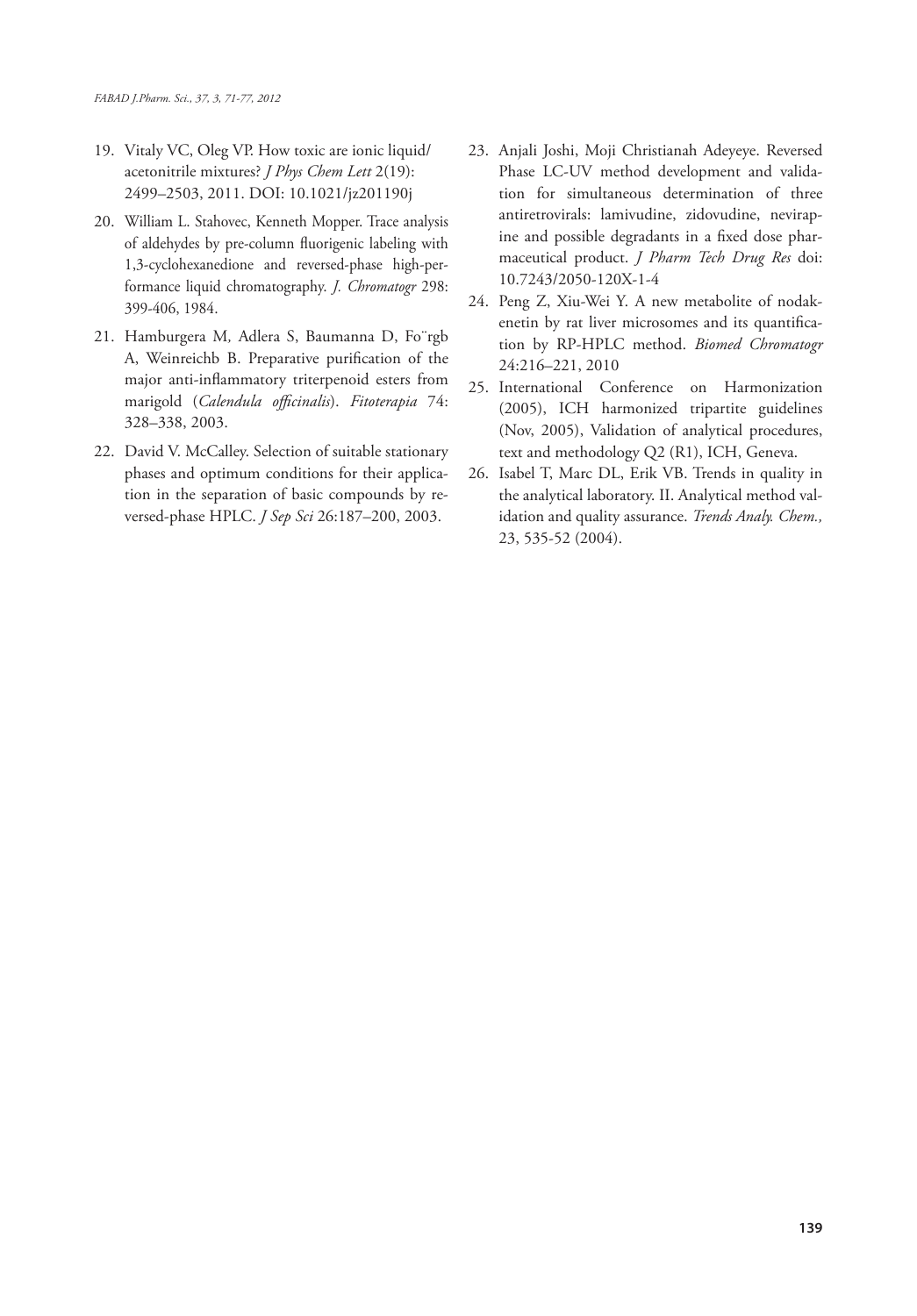19. Vitaly VC, Oleg VP. How toxic are ionic liquid/ acetonitrile mixtures? *J Phys Chem Lett* 2(19): 2499–2503, 2011. DOI: 10.1021/jz201190j
20. William L. Stahovec, Kenneth Mopper. Trace analysis of aldehydes by pre-column fluorigenic labeling with 1,3-cyclohexanedione and reversed-phase high-performance liquid chromatography. *J. Chromatogr* 298: 399-406, 1984.
21. Hamburgera M, Adlera S, Baumanna D, Fo¨rgb A, Weinreichb B. Preparative purification of the major anti-inflammatory triterpenoid esters from marigold (*Calendula officinalis*). *Fitoterapia* 74: 328–338, 2003.
22. David V. McCalley. Selection of suitable stationary phases and optimum conditions for their application in the separation of basic compounds by reversed-phase HPLC. *J Sep Sci* 26:187–200, 2003.
23. Anjali Joshi, Moji Christianah Adeyeye. Reversed Phase LC-UV method development and validation for simultaneous determination of three antiretrovirals: lamivudine, zidovudine, nevirapine and possible degradants in a fixed dose pharmaceutical product. *J Pharm Tech Drug Res* doi: 10.7243/2050-120X-1-4
24. Peng Z, Xiu-Wei Y. A new metabolite of nodakenetin by rat liver microsomes and its quantification by RP-HPLC method. *Biomed Chromatogr* 24:216–221, 2010
25. International Conference on Harmonization (2005), ICH harmonized tripartite guidelines (Nov, 2005), Validation of analytical procedures, text and methodology Q2 (R1), ICH, Geneva.
26. Isabel T, Marc DL, Erik VB. Trends in quality in the analytical laboratory. II. Analytical method validation and quality assurance. *Trends Analy. Chem.,* 23, 535-52 (2004).